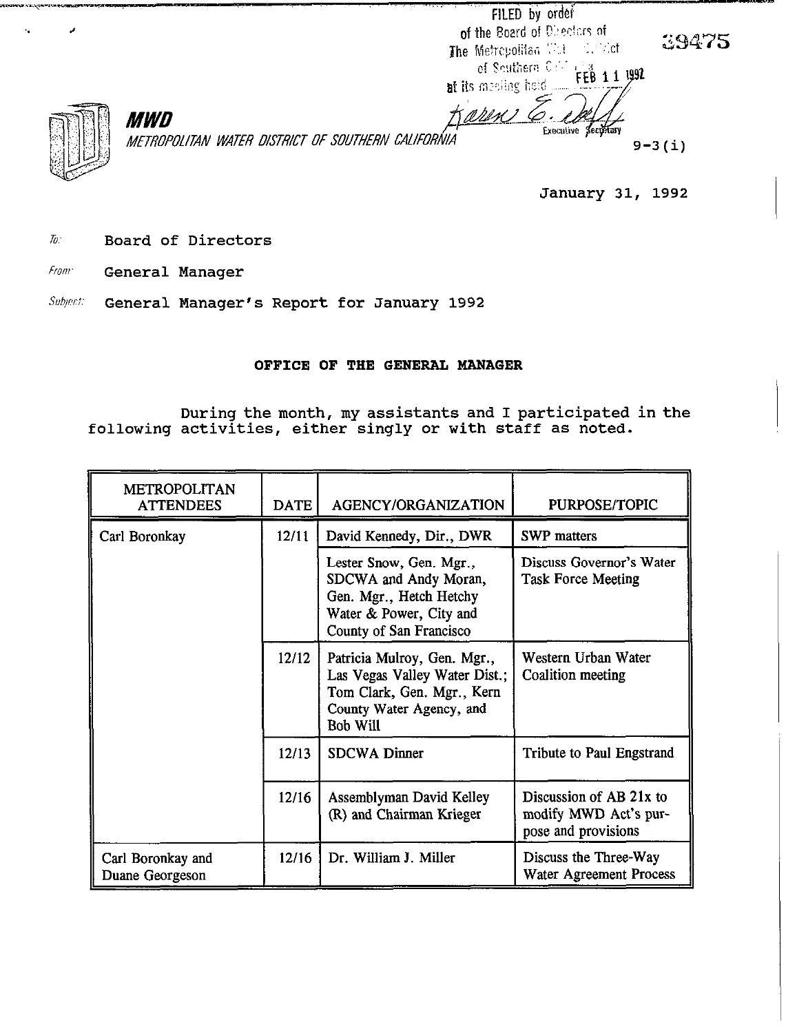FILED by order of the Board of Directors of The Metropolitan Water District of Southern California at its meeting held FEB 11 1992

Karen E. Tachiki
Executive Secretary

39475

**MWD**
*METROPOLITAN WATER DISTRICT OF SOUTHERN CALIFORNIA*

9-3(i)

January 31, 1992

*To:* Board of Directors

*From:* General Manager

*Subject:* General Manager's Report for January 1992

**OFFICE OF THE GENERAL MANAGER**

During the month, my assistants and I participated in the following activities, either singly or with staff as noted.

| METROPOLITAN ATTENDEES | DATE | AGENCY/ORGANIZATION | PURPOSE/TOPIC |
|---|---|---|---|
| Carl Boronkay | 12/11 | David Kennedy, Dir., DWR | SWP matters |
| | | Lester Snow, Gen. Mgr., SDCWA and Andy Moran, Gen. Mgr., Hetch Hetchy Water & Power, City and County of San Francisco | Discuss Governor's Water Task Force Meeting |
| | 12/12 | Patricia Mulroy, Gen. Mgr., Las Vegas Valley Water Dist.; Tom Clark, Gen. Mgr., Kern County Water Agency, and Bob Will | Western Urban Water Coalition meeting |
| | 12/13 | SDCWA Dinner | Tribute to Paul Engstrand |
| | 12/16 | Assemblyman David Kelley (R) and Chairman Krieger | Discussion of AB 21x to modify MWD Act's purpose and provisions |
| Carl Boronkay and Duane Georgeson | 12/16 | Dr. William J. Miller | Discuss the Three-Way Water Agreement Process |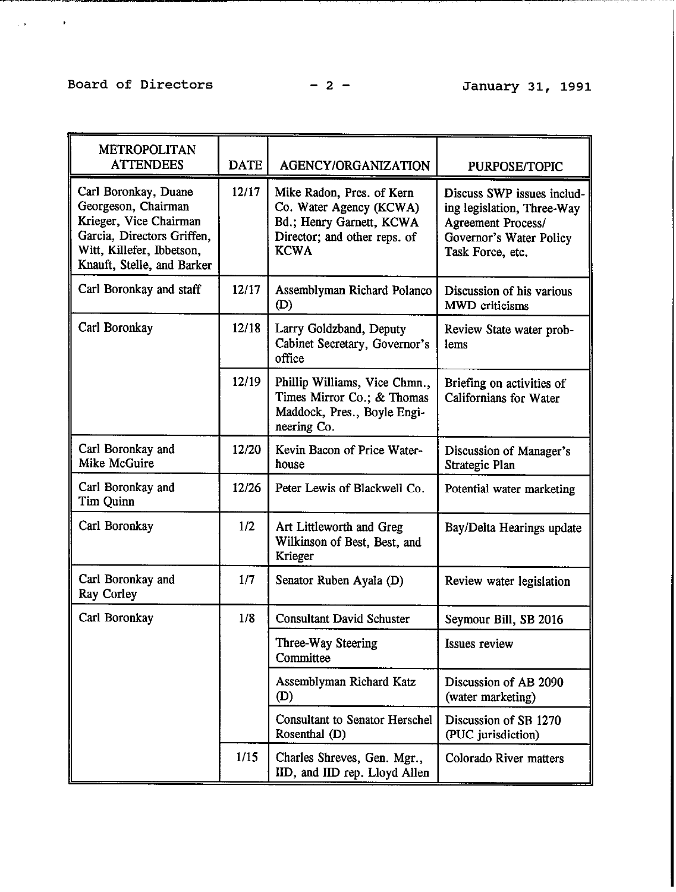| METROPOLITAN ATTENDEES | DATE | AGENCY/ORGANIZATION | PURPOSE/TOPIC |
|---|---|---|---|
| Carl Boronkay, Duane Georgeson, Chairman Krieger, Vice Chairman Garcia, Directors Griffen, Witt, Killefer, Ibbetson, Knauft, Stelle, and Barker | 12/17 | Mike Radon, Pres. of Kern Co. Water Agency (KCWA) Bd.; Henry Garnett, KCWA Director; and other reps. of KCWA | Discuss SWP issues including legislation, Three-Way Agreement Process/ Governor's Water Policy Task Force, etc. |
| Carl Boronkay and staff | 12/17 | Assemblyman Richard Polanco (D) | Discussion of his various MWD criticisms |
| Carl Boronkay | 12/18 | Larry Goldzband, Deputy Cabinet Secretary, Governor's office | Review State water problems |
| | 12/19 | Phillip Williams, Vice Chmn., Times Mirror Co.; & Thomas Maddock, Pres., Boyle Engineering Co. | Briefing on activities of Californians for Water |
| Carl Boronkay and Mike McGuire | 12/20 | Kevin Bacon of Price Waterhouse | Discussion of Manager's Strategic Plan |
| Carl Boronkay and Tim Quinn | 12/26 | Peter Lewis of Blackwell Co. | Potential water marketing |
| Carl Boronkay | 1/2 | Art Littleworth and Greg Wilkinson of Best, Best, and Krieger | Bay/Delta Hearings update |
| Carl Boronkay and Ray Corley | 1/7 | Senator Ruben Ayala (D) | Review water legislation |
| Carl Boronkay | 1/8 | Consultant David Schuster | Seymour Bill, SB 2016 |
| | | Three-Way Steering Committee | Issues review |
| | | Assemblyman Richard Katz (D) | Discussion of AB 2090 (water marketing) |
| | | Consultant to Senator Herschel Rosenthal (D) | Discussion of SB 1270 (PUC jurisdiction) |
| | 1/15 | Charles Shreves, Gen. Mgr., IID, and IID rep. Lloyd Allen | Colorado River matters |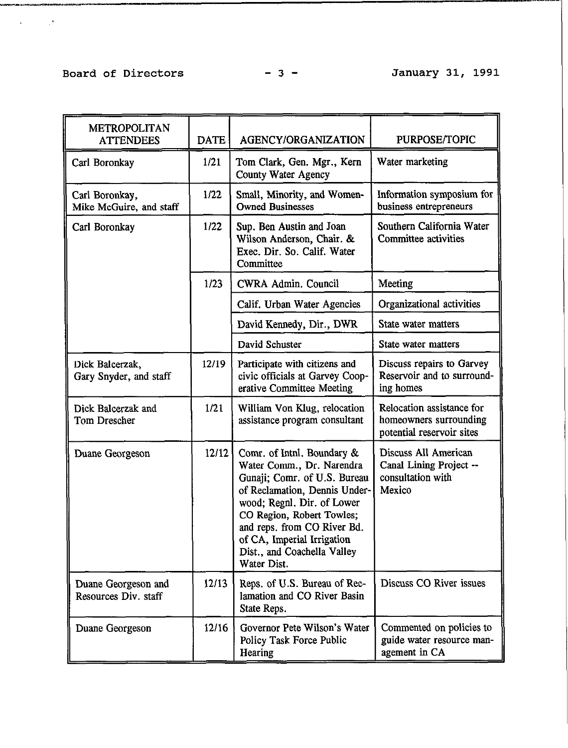| METROPOLITAN ATTENDEES | DATE | AGENCY/ORGANIZATION | PURPOSE/TOPIC |
|---|---|---|---|
| Carl Boronkay | 1/21 | Tom Clark, Gen. Mgr., Kern County Water Agency | Water marketing |
| Carl Boronkay, Mike McGuire, and staff | 1/22 | Small, Minority, and Women-Owned Businesses | Information symposium for business entrepreneurs |
| Carl Boronkay | 1/22 | Sup. Ben Austin and Joan Wilson Anderson, Chair. & Exec. Dir. So. Calif. Water Committee | Southern California Water Committee activities |
| | 1/23 | CWRA Admin. Council | Meeting |
| | | Calif. Urban Water Agencies | Organizational activities |
| | | David Kennedy, Dir., DWR | State water matters |
| | | David Schuster | State water matters |
| Dick Balcerzak, Gary Snyder, and staff | 12/19 | Participate with citizens and civic officials at Garvey Cooperative Committee Meeting | Discuss repairs to Garvey Reservoir and to surrounding homes |
| Dick Balcerzak and Tom Drescher | 1/21 | William Von Klug, relocation assistance program consultant | Relocation assistance for homeowners surrounding potential reservoir sites |
| Duane Georgeson | 12/12 | Comr. of Intnl. Boundary & Water Comm., Dr. Narendra Gunaji; Comr. of U.S. Bureau of Reclamation, Dennis Underwood; Regnl. Dir. of Lower CO Region, Robert Towles; and reps. from CO River Bd. of CA, Imperial Irrigation Dist., and Coachella Valley Water Dist. | Discuss All American Canal Lining Project -- consultation with Mexico |
| Duane Georgeson and Resources Div. staff | 12/13 | Reps. of U.S. Bureau of Reclamation and CO River Basin State Reps. | Discuss CO River issues |
| Duane Georgeson | 12/16 | Governor Pete Wilson's Water Policy Task Force Public Hearing | Commented on policies to guide water resource management in CA |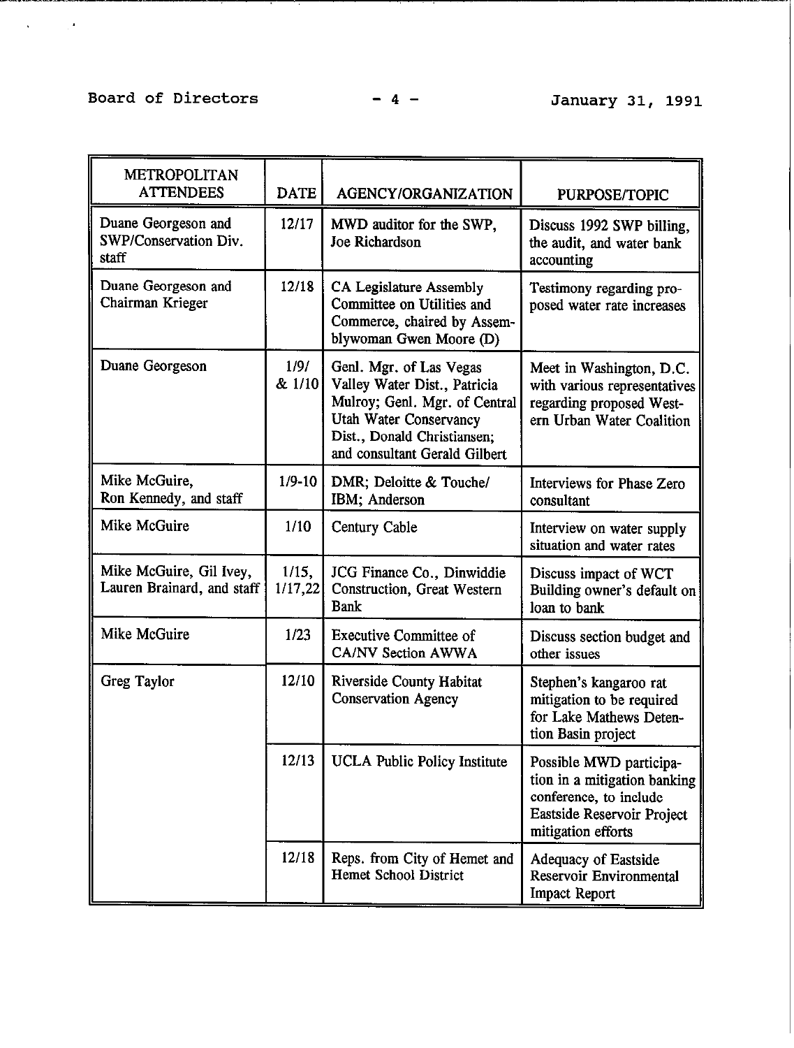| METROPOLITAN ATTENDEES | DATE | AGENCY/ORGANIZATION | PURPOSE/TOPIC |
|---|---|---|---|
| Duane Georgeson and SWP/Conservation Div. staff | 12/17 | MWD auditor for the SWP, Joe Richardson | Discuss 1992 SWP billing, the audit, and water bank accounting |
| Duane Georgeson and Chairman Krieger | 12/18 | CA Legislature Assembly Committee on Utilities and Commerce, chaired by Assemblywoman Gwen Moore (D) | Testimony regarding proposed water rate increases |
| Duane Georgeson | 1/9/ & 1/10 | Genl. Mgr. of Las Vegas Valley Water Dist., Patricia Mulroy; Genl. Mgr. of Central Utah Water Conservancy Dist., Donald Christiansen; and consultant Gerald Gilbert | Meet in Washington, D.C. with various representatives regarding proposed Western Urban Water Coalition |
| Mike McGuire, Ron Kennedy, and staff | 1/9-10 | DMR; Deloitte & Touche/ IBM; Anderson | Interviews for Phase Zero consultant |
| Mike McGuire | 1/10 | Century Cable | Interview on water supply situation and water rates |
| Mike McGuire, Gil Ivey, Lauren Brainard, and staff | 1/15, 1/17,22 | JCG Finance Co., Dinwiddie Construction, Great Western Bank | Discuss impact of WCT Building owner's default on loan to bank |
| Mike McGuire | 1/23 | Executive Committee of CA/NV Section AWWA | Discuss section budget and other issues |
| Greg Taylor | 12/10 | Riverside County Habitat Conservation Agency | Stephen's kangaroo rat mitigation to be required for Lake Mathews Detention Basin project |
| | 12/13 | UCLA Public Policy Institute | Possible MWD participation in a mitigation banking conference, to include Eastside Reservoir Project mitigation efforts |
| | 12/18 | Reps. from City of Hemet and Hemet School District | Adequacy of Eastside Reservoir Environmental Impact Report |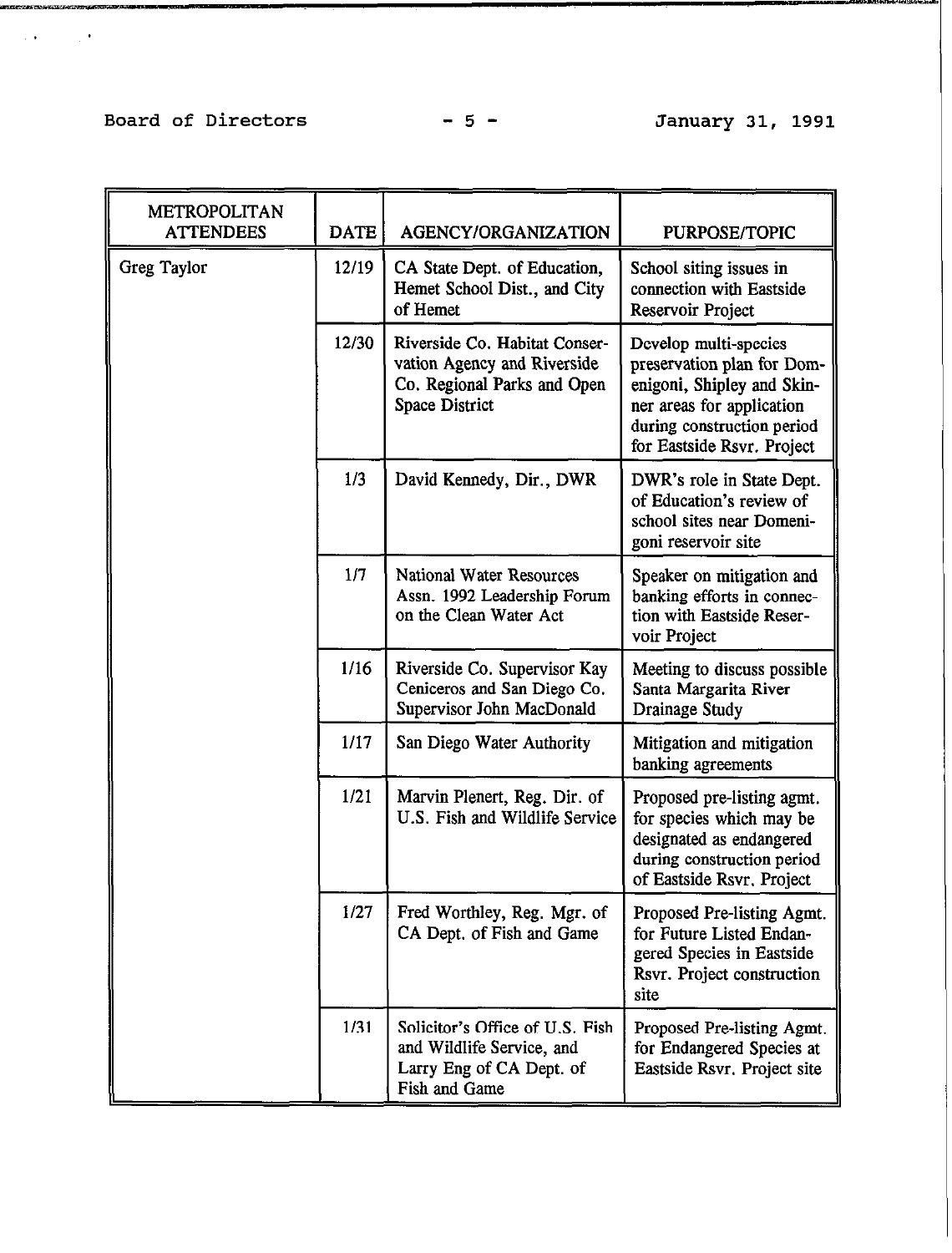| METROPOLITAN ATTENDEES | DATE | AGENCY/ORGANIZATION | PURPOSE/TOPIC |
|---|---|---|---|
| Greg Taylor | 12/19 | CA State Dept. of Education, Hemet School Dist., and City of Hemet | School siting issues in connection with Eastside Reservoir Project |
| | 12/30 | Riverside Co. Habitat Conservation Agency and Riverside Co. Regional Parks and Open Space District | Develop multi-species preservation plan for Domenigoni, Shipley and Skinner areas for application during construction period for Eastside Rsvr. Project |
| | 1/3 | David Kennedy, Dir., DWR | DWR's role in State Dept. of Education's review of school sites near Domenigoni reservoir site |
| | 1/7 | National Water Resources Assn. 1992 Leadership Forum on the Clean Water Act | Speaker on mitigation and banking efforts in connection with Eastside Reservoir Project |
| | 1/16 | Riverside Co. Supervisor Kay Ceniceros and San Diego Co. Supervisor John MacDonald | Meeting to discuss possible Santa Margarita River Drainage Study |
| | 1/17 | San Diego Water Authority | Mitigation and mitigation banking agreements |
| | 1/21 | Marvin Plenert, Reg. Dir. of U.S. Fish and Wildlife Service | Proposed pre-listing agmt. for species which may be designated as endangered during construction period of Eastside Rsvr. Project |
| | 1/27 | Fred Worthley, Reg. Mgr. of CA Dept. of Fish and Game | Proposed Pre-listing Agmt. for Future Listed Endangered Species in Eastside Rsvr. Project construction site |
| | 1/31 | Solicitor's Office of U.S. Fish and Wildlife Service, and Larry Eng of CA Dept. of Fish and Game | Proposed Pre-listing Agmt. for Endangered Species at Eastside Rsvr. Project site |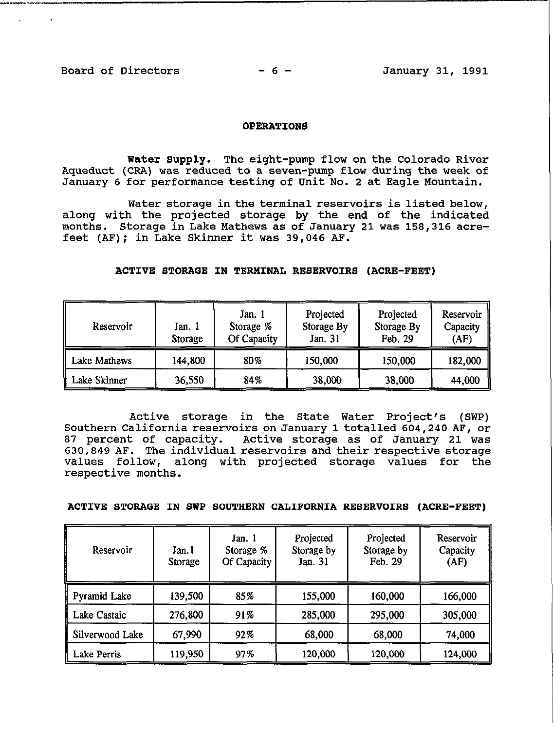## OPERATIONS

**Water Supply.** The eight-pump flow on the Colorado River Aqueduct (CRA) was reduced to a seven-pump flow during the week of January 6 for performance testing of Unit No. 2 at Eagle Mountain.

Water storage in the terminal reservoirs is listed below, along with the projected storage by the end of the indicated months. Storage in Lake Mathews as of January 21 was 158,316 acre-feet (AF); in Lake Skinner it was 39,046 AF.

**ACTIVE STORAGE IN TERMINAL RESERVOIRS (ACRE-FEET)**

| Reservoir | Jan. 1 Storage | Jan. 1 Storage % Of Capacity | Projected Storage By Jan. 31 | Projected Storage By Feb. 29 | Reservoir Capacity (AF) |
|---|---|---|---|---|---|
| Lake Mathews | 144,800 | 80% | 150,000 | 150,000 | 182,000 |
| Lake Skinner | 36,550 | 84% | 38,000 | 38,000 | 44,000 |

Active storage in the State Water Project's (SWP) Southern California reservoirs on January 1 totalled 604,240 AF, or 87 percent of capacity. Active storage as of January 21 was 630,849 AF. The individual reservoirs and their respective storage values follow, along with projected storage values for the respective months.

**ACTIVE STORAGE IN SWP SOUTHERN CALIFORNIA RESERVOIRS (ACRE-FEET)**

| Reservoir | Jan.1 Storage | Jan. 1 Storage % Of Capacity | Projected Storage by Jan. 31 | Projected Storage by Feb. 29 | Reservoir Capacity (AF) |
|---|---|---|---|---|---|
| Pyramid Lake | 139,500 | 85% | 155,000 | 160,000 | 166,000 |
| Lake Castaic | 276,800 | 91% | 285,000 | 295,000 | 305,000 |
| Silverwood Lake | 67,990 | 92% | 68,000 | 68,000 | 74,000 |
| Lake Perris | 119,950 | 97% | 120,000 | 120,000 | 124,000 |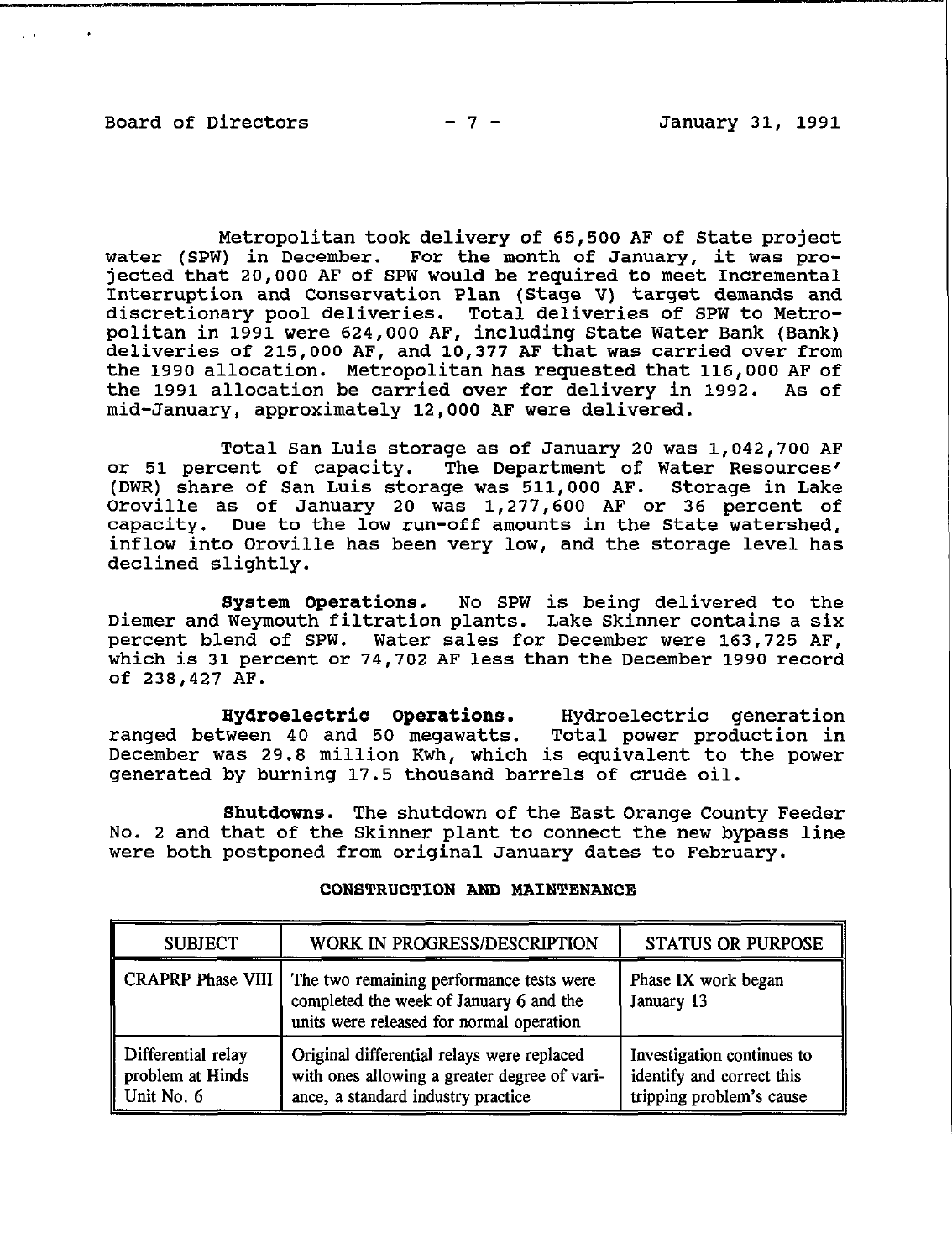Metropolitan took delivery of 65,500 AF of State project water (SPW) in December. For the month of January, it was projected that 20,000 AF of SPW would be required to meet Incremental Interruption and Conservation Plan (Stage V) target demands and discretionary pool deliveries. Total deliveries of SPW to Metropolitan in 1991 were 624,000 AF, including State Water Bank (Bank) deliveries of 215,000 AF, and 10,377 AF that was carried over from the 1990 allocation. Metropolitan has requested that 116,000 AF of the 1991 allocation be carried over for delivery in 1992. As of mid-January, approximately 12,000 AF were delivered.

Total San Luis storage as of January 20 was 1,042,700 AF or 51 percent of capacity. The Department of Water Resources' (DWR) share of San Luis storage was 511,000 AF. Storage in Lake Oroville as of January 20 was 1,277,600 AF or 36 percent of capacity. Due to the low run-off amounts in the State watershed, inflow into Oroville has been very low, and the storage level has declined slightly.

**System Operations.** No SPW is being delivered to the Diemer and Weymouth filtration plants. Lake Skinner contains a six percent blend of SPW. Water sales for December were 163,725 AF, which is 31 percent or 74,702 AF less than the December 1990 record of 238,427 AF.

**Hydroelectric Operations.** Hydroelectric generation ranged between 40 and 50 megawatts. Total power production in December was 29.8 million Kwh, which is equivalent to the power generated by burning 17.5 thousand barrels of crude oil.

**Shutdowns.** The shutdown of the East Orange County Feeder No. 2 and that of the Skinner plant to connect the new bypass line were both postponed from original January dates to February.

**CONSTRUCTION AND MAINTENANCE**

| SUBJECT | WORK IN PROGRESS/DESCRIPTION | STATUS OR PURPOSE |
|---|---|---|
| CRAPRP Phase VIII | The two remaining performance tests were completed the week of January 6 and the units were released for normal operation | Phase IX work began January 13 |
| Differential relay problem at Hinds Unit No. 6 | Original differential relays were replaced with ones allowing a greater degree of variance, a standard industry practice | Investigation continues to identify and correct this tripping problem's cause |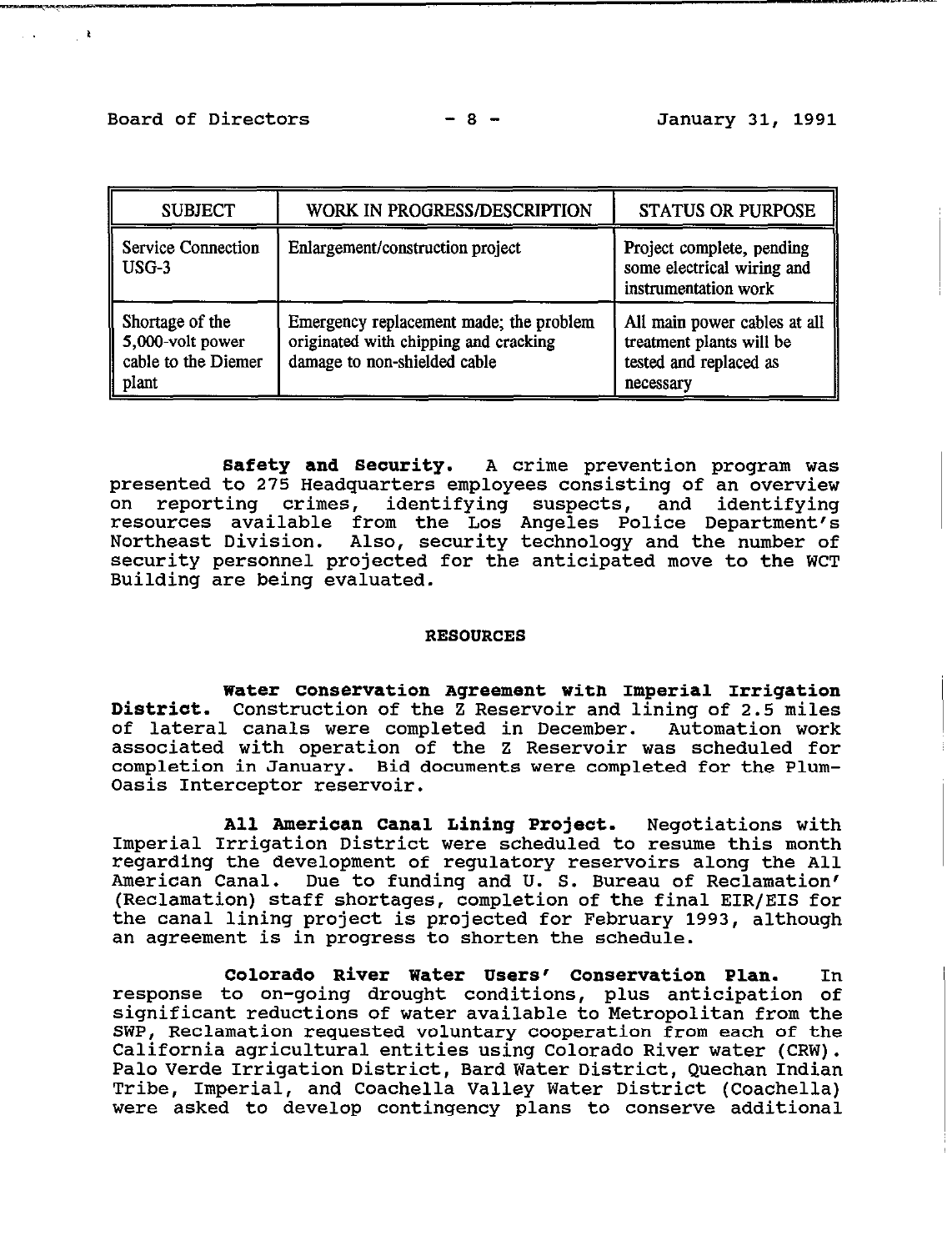| SUBJECT | WORK IN PROGRESS/DESCRIPTION | STATUS OR PURPOSE |
|---|---|---|
| Service Connection USG-3 | Enlargement/construction project | Project complete, pending some electrical wiring and instrumentation work |
| Shortage of the 5,000-volt power cable to the Diemer plant | Emergency replacement made; the problem originated with chipping and cracking damage to non-shielded cable | All main power cables at all treatment plants will be tested and replaced as necessary |

**Safety and Security.** A crime prevention program was presented to 275 Headquarters employees consisting of an overview on reporting crimes, identifying suspects, and identifying resources available from the Los Angeles Police Department's Northeast Division. Also, security technology and the number of security personnel projected for the anticipated move to the WCT Building are being evaluated.

## RESOURCES

**Water Conservation Agreement with Imperial Irrigation District.** Construction of the Z Reservoir and lining of 2.5 miles of lateral canals were completed in December. Automation work associated with operation of the Z Reservoir was scheduled for completion in January. Bid documents were completed for the Plum-Oasis Interceptor reservoir.

**All American Canal Lining Project.** Negotiations with Imperial Irrigation District were scheduled to resume this month regarding the development of regulatory reservoirs along the All American Canal. Due to funding and U. S. Bureau of Reclamation' (Reclamation) staff shortages, completion of the final EIR/EIS for the canal lining project is projected for February 1993, although an agreement is in progress to shorten the schedule.

**Colorado River Water Users' Conservation Plan.** In response to on-going drought conditions, plus anticipation of significant reductions of water available to Metropolitan from the SWP, Reclamation requested voluntary cooperation from each of the California agricultural entities using Colorado River water (CRW). Palo Verde Irrigation District, Bard Water District, Quechan Indian Tribe, Imperial, and Coachella Valley Water District (Coachella) were asked to develop contingency plans to conserve additional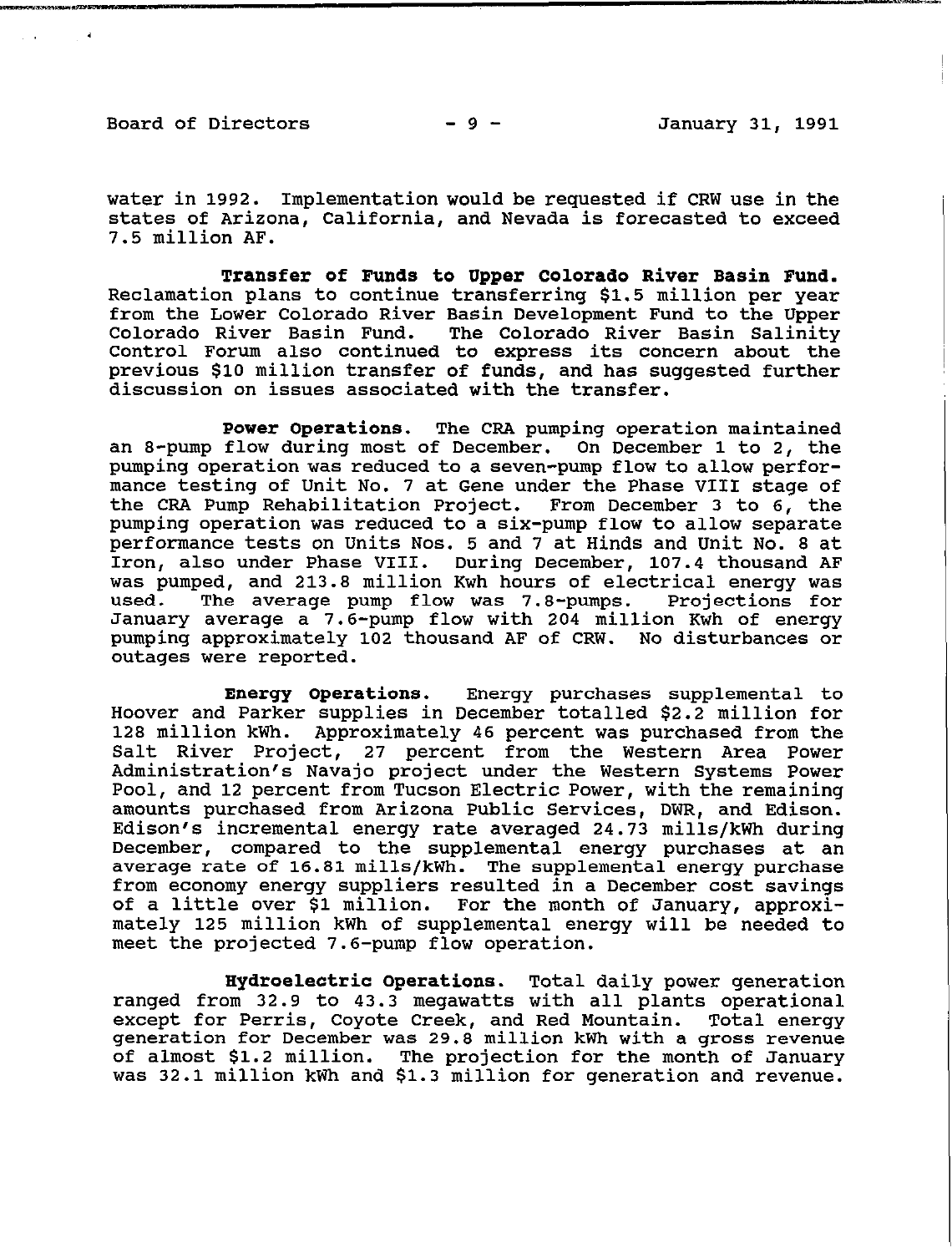water in 1992. Implementation would be requested if CRW use in the states of Arizona, California, and Nevada is forecasted to exceed 7.5 million AF.

**Transfer of Funds to Upper Colorado River Basin Fund.** Reclamation plans to continue transferring $1.5 million per year from the Lower Colorado River Basin Development Fund to the Upper Colorado River Basin Fund. The Colorado River Basin Salinity Control Forum also continued to express its concern about the previous $10 million transfer of funds, and has suggested further discussion on issues associated with the transfer.

**Power Operations.** The CRA pumping operation maintained an 8-pump flow during most of December. On December 1 to 2, the pumping operation was reduced to a seven-pump flow to allow performance testing of Unit No. 7 at Gene under the Phase VIII stage of the CRA Pump Rehabilitation Project. From December 3 to 6, the pumping operation was reduced to a six-pump flow to allow separate performance tests on Units Nos. 5 and 7 at Hinds and Unit No. 8 at Iron, also under Phase VIII. During December, 107.4 thousand AF was pumped, and 213.8 million Kwh hours of electrical energy was used. The average pump flow was 7.8-pumps. Projections for January average a 7.6-pump flow with 204 million Kwh of energy pumping approximately 102 thousand AF of CRW. No disturbances or outages were reported.

**Energy Operations.** Energy purchases supplemental to Hoover and Parker supplies in December totalled $2.2 million for 128 million kWh. Approximately 46 percent was purchased from the Salt River Project, 27 percent from the Western Area Power Administration's Navajo project under the Western Systems Power Pool, and 12 percent from Tucson Electric Power, with the remaining amounts purchased from Arizona Public Services, DWR, and Edison. Edison's incremental energy rate averaged 24.73 mills/kWh during December, compared to the supplemental energy purchases at an average rate of 16.81 mills/kWh. The supplemental energy purchase from economy energy suppliers resulted in a December cost savings of a little over $1 million. For the month of January, approximately 125 million kWh of supplemental energy will be needed to meet the projected 7.6-pump flow operation.

**Hydroelectric Operations.** Total daily power generation ranged from 32.9 to 43.3 megawatts with all plants operational except for Perris, Coyote Creek, and Red Mountain. Total energy generation for December was 29.8 million kWh with a gross revenue of almost $1.2 million. The projection for the month of January was 32.1 million kWh and $1.3 million for generation and revenue.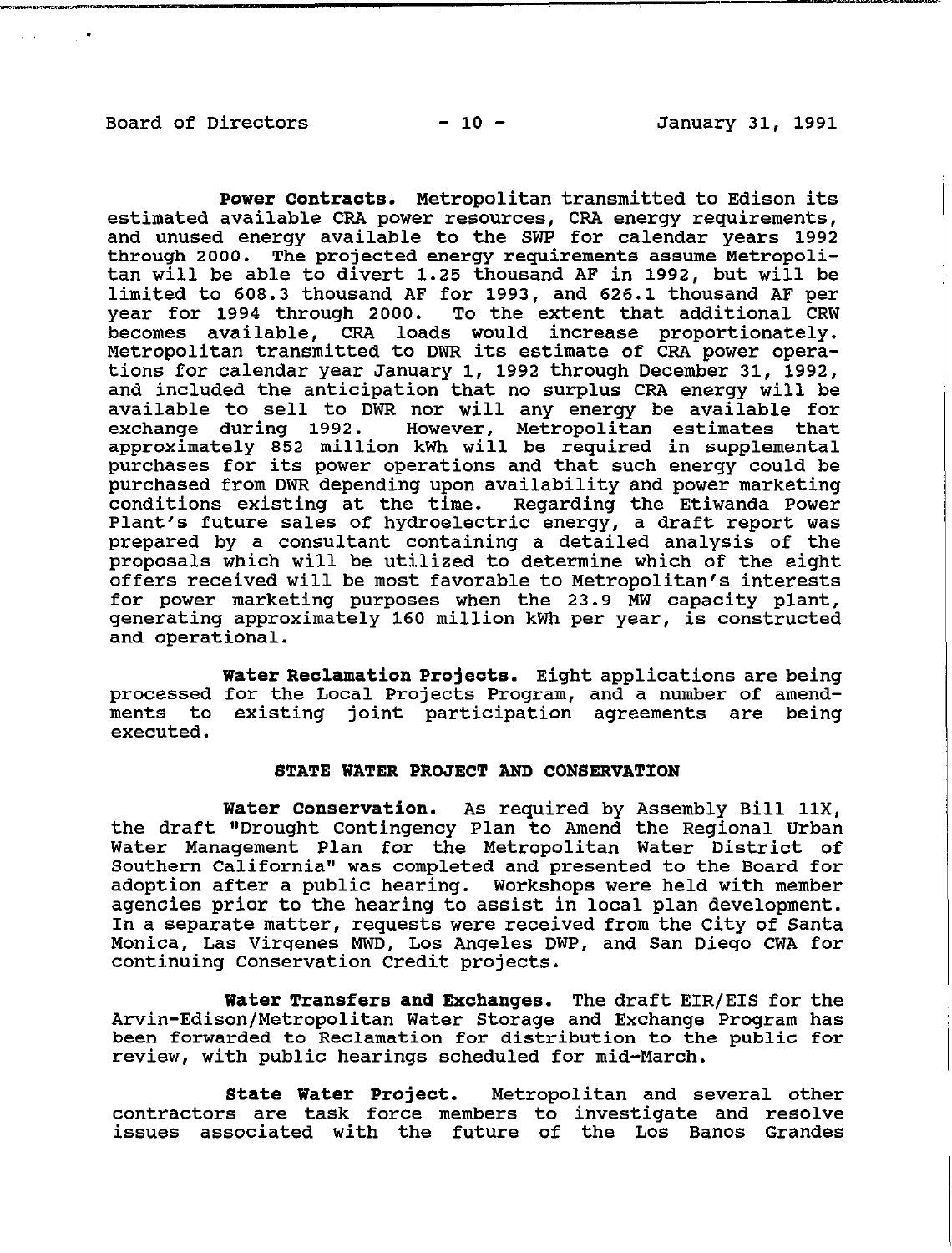**Power Contracts.** Metropolitan transmitted to Edison its estimated available CRA power resources, CRA energy requirements, and unused energy available to the SWP for calendar years 1992 through 2000. The projected energy requirements assume Metropolitan will be able to divert 1.25 thousand AF in 1992, but will be limited to 608.3 thousand AF for 1993, and 626.1 thousand AF per year for 1994 through 2000. To the extent that additional CRW becomes available, CRA loads would increase proportionately. Metropolitan transmitted to DWR its estimate of CRA power operations for calendar year January 1, 1992 through December 31, 1992, and included the anticipation that no surplus CRA energy will be available to sell to DWR nor will any energy be available for exchange during 1992. However, Metropolitan estimates that approximately 852 million kWh will be required in supplemental purchases for its power operations and that such energy could be purchased from DWR depending upon availability and power marketing conditions existing at the time. Regarding the Etiwanda Power Plant's future sales of hydroelectric energy, a draft report was prepared by a consultant containing a detailed analysis of the proposals which will be utilized to determine which of the eight offers received will be most favorable to Metropolitan's interests for power marketing purposes when the 23.9 MW capacity plant, generating approximately 160 million kWh per year, is constructed and operational.

**Water Reclamation Projects.** Eight applications are being processed for the Local Projects Program, and a number of amendments to existing joint participation agreements are being executed.

## STATE WATER PROJECT AND CONSERVATION

**Water Conservation.** As required by Assembly Bill 11X, the draft "Drought Contingency Plan to Amend the Regional Urban Water Management Plan for the Metropolitan Water District of Southern California" was completed and presented to the Board for adoption after a public hearing. Workshops were held with member agencies prior to the hearing to assist in local plan development. In a separate matter, requests were received from the City of Santa Monica, Las Virgenes MWD, Los Angeles DWP, and San Diego CWA for continuing Conservation Credit projects.

**Water Transfers and Exchanges.** The draft EIR/EIS for the Arvin-Edison/Metropolitan Water Storage and Exchange Program has been forwarded to Reclamation for distribution to the public for review, with public hearings scheduled for mid-March.

**State Water Project.** Metropolitan and several other contractors are task force members to investigate and resolve issues associated with the future of the Los Banos Grandes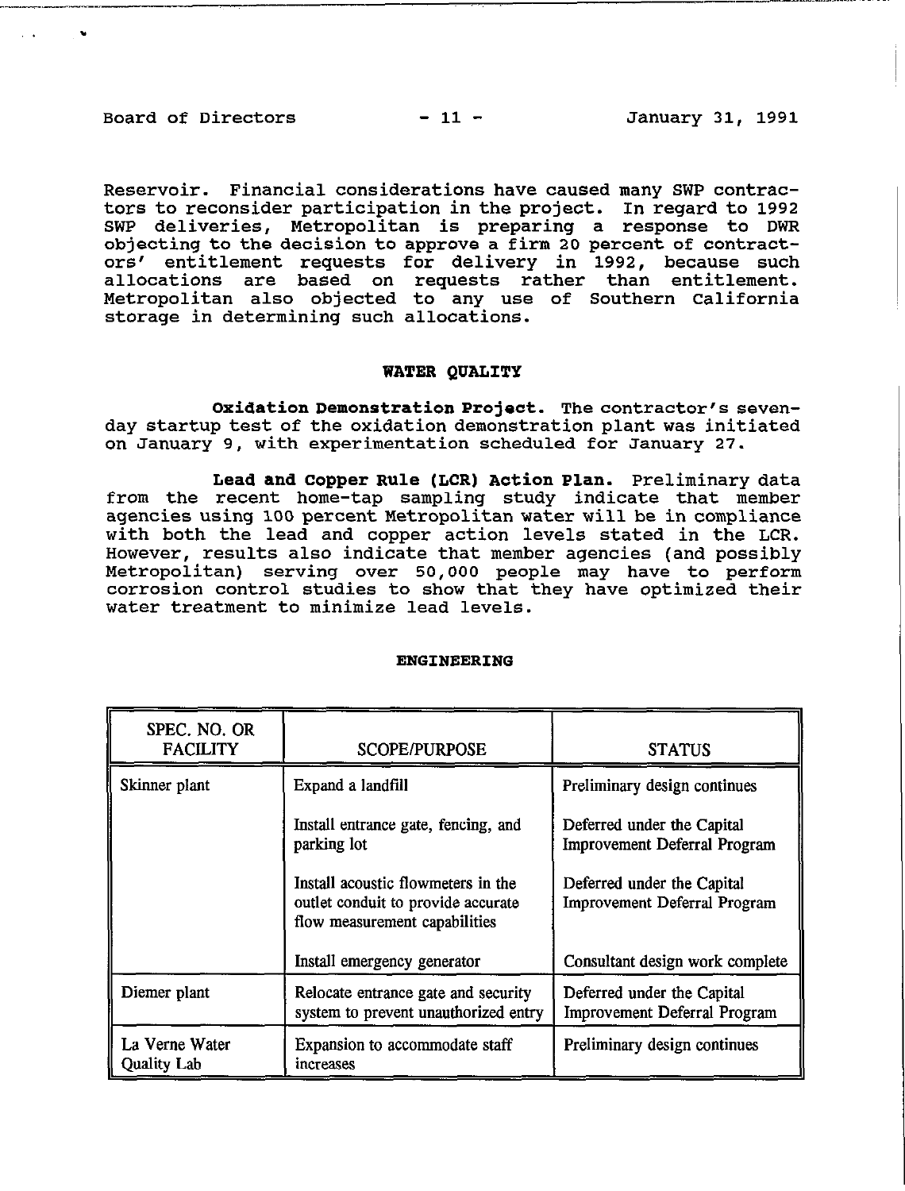Reservoir. Financial considerations have caused many SWP contractors to reconsider participation in the project. In regard to 1992 SWP deliveries, Metropolitan is preparing a response to DWR objecting to the decision to approve a firm 20 percent of contractors' entitlement requests for delivery in 1992, because such allocations are based on requests rather than entitlement. Metropolitan also objected to any use of Southern California storage in determining such allocations.

## WATER QUALITY

**Oxidation Demonstration Project.** The contractor's seven-day startup test of the oxidation demonstration plant was initiated on January 9, with experimentation scheduled for January 27.

**Lead and Copper Rule (LCR) Action Plan.** Preliminary data from the recent home-tap sampling study indicate that member agencies using 100 percent Metropolitan water will be in compliance with both the lead and copper action levels stated in the LCR. However, results also indicate that member agencies (and possibly Metropolitan) serving over 50,000 people may have to perform corrosion control studies to show that they have optimized their water treatment to minimize lead levels.

## ENGINEERING

| SPEC. NO. OR FACILITY | SCOPE/PURPOSE | STATUS |
|---|---|---|
| Skinner plant | Expand a landfill | Preliminary design continues |
| | Install entrance gate, fencing, and parking lot | Deferred under the Capital Improvement Deferral Program |
| | Install acoustic flowmeters in the outlet conduit to provide accurate flow measurement capabilities | Deferred under the Capital Improvement Deferral Program |
| | Install emergency generator | Consultant design work complete |
| Diemer plant | Relocate entrance gate and security system to prevent unauthorized entry | Deferred under the Capital Improvement Deferral Program |
| La Verne Water Quality Lab | Expansion to accommodate staff increases | Preliminary design continues |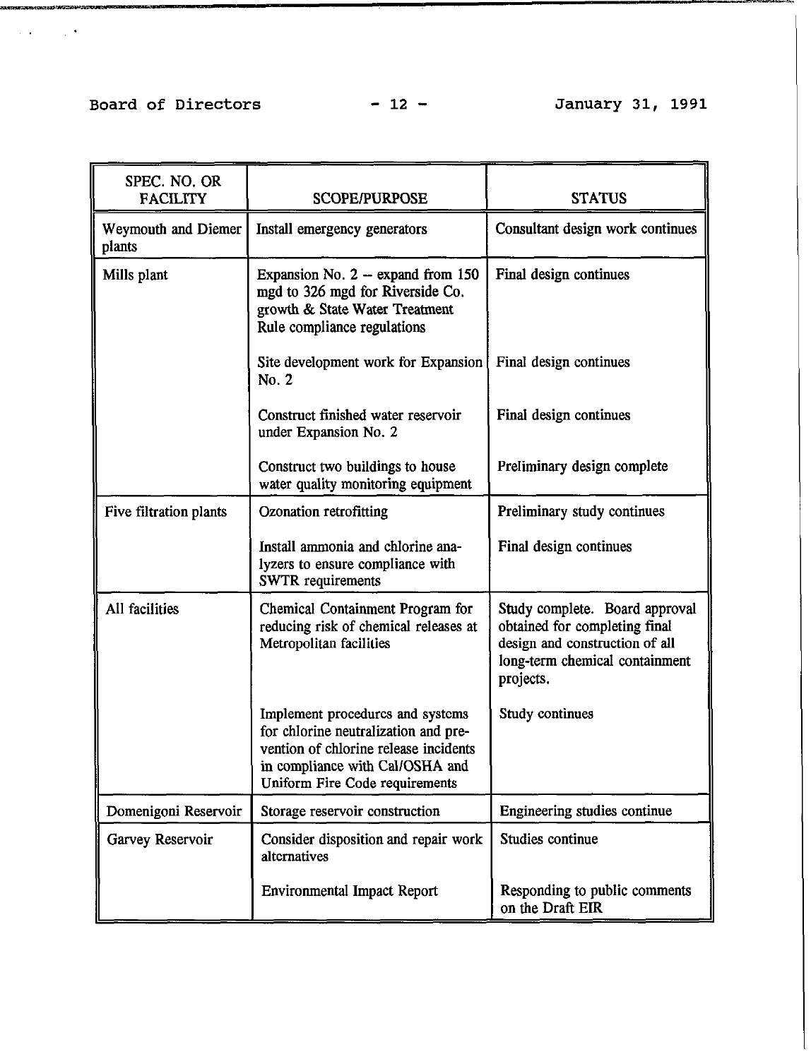| SPEC. NO. OR FACILITY | SCOPE/PURPOSE | STATUS |
|---|---|---|
| Weymouth and Diemer plants | Install emergency generators | Consultant design work continues |
| Mills plant | Expansion No. 2 -- expand from 150 mgd to 326 mgd for Riverside Co. growth & State Water Treatment Rule compliance regulations | Final design continues |
| | Site development work for Expansion No. 2 | Final design continues |
| | Construct finished water reservoir under Expansion No. 2 | Final design continues |
| | Construct two buildings to house water quality monitoring equipment | Preliminary design complete |
| Five filtration plants | Ozonation retrofitting | Preliminary study continues |
| | Install ammonia and chlorine analyzers to ensure compliance with SWTR requirements | Final design continues |
| All facilities | Chemical Containment Program for reducing risk of chemical releases at Metropolitan facilities | Study complete. Board approval obtained for completing final design and construction of all long-term chemical containment projects. |
| | Implement procedures and systems for chlorine neutralization and prevention of chlorine release incidents in compliance with Cal/OSHA and Uniform Fire Code requirements | Study continues |
| Domenigoni Reservoir | Storage reservoir construction | Engineering studies continue |
| Garvey Reservoir | Consider disposition and repair work alternatives | Studies continue |
| | Environmental Impact Report | Responding to public comments on the Draft EIR |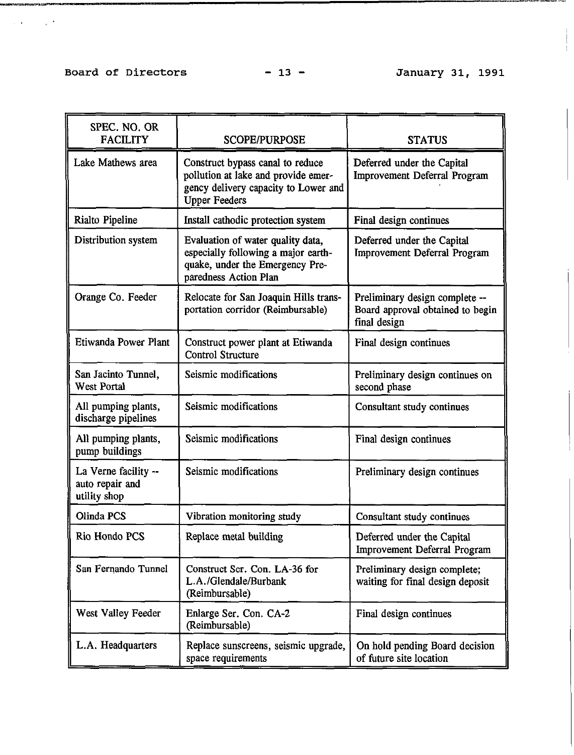| SPEC. NO. OR FACILITY | SCOPE/PURPOSE | STATUS |
|---|---|---|
| Lake Mathews area | Construct bypass canal to reduce pollution at lake and provide emergency delivery capacity to Lower and Upper Feeders | Deferred under the Capital Improvement Deferral Program |
| Rialto Pipeline | Install cathodic protection system | Final design continues |
| Distribution system | Evaluation of water quality data, especially following a major earthquake, under the Emergency Preparedness Action Plan | Deferred under the Capital Improvement Deferral Program |
| Orange Co. Feeder | Relocate for San Joaquin Hills transportation corridor (Reimbursable) | Preliminary design complete -- Board approval obtained to begin final design |
| Etiwanda Power Plant | Construct power plant at Etiwanda Control Structure | Final design continues |
| San Jacinto Tunnel, West Portal | Seismic modifications | Preliminary design continues on second phase |
| All pumping plants, discharge pipelines | Seismic modifications | Consultant study continues |
| All pumping plants, pump buildings | Seismic modifications | Final design continues |
| La Verne facility -- auto repair and utility shop | Seismic modifications | Preliminary design continues |
| Olinda PCS | Vibration monitoring study | Consultant study continues |
| Rio Hondo PCS | Replace metal building | Deferred under the Capital Improvement Deferral Program |
| San Fernando Tunnel | Construct Ser. Con. LA-36 for L.A./Glendale/Burbank (Reimbursable) | Preliminary design complete; waiting for final design deposit |
| West Valley Feeder | Enlarge Ser. Con. CA-2 (Reimbursable) | Final design continues |
| L.A. Headquarters | Replace sunscreens, seismic upgrade, space requirements | On hold pending Board decision of future site location |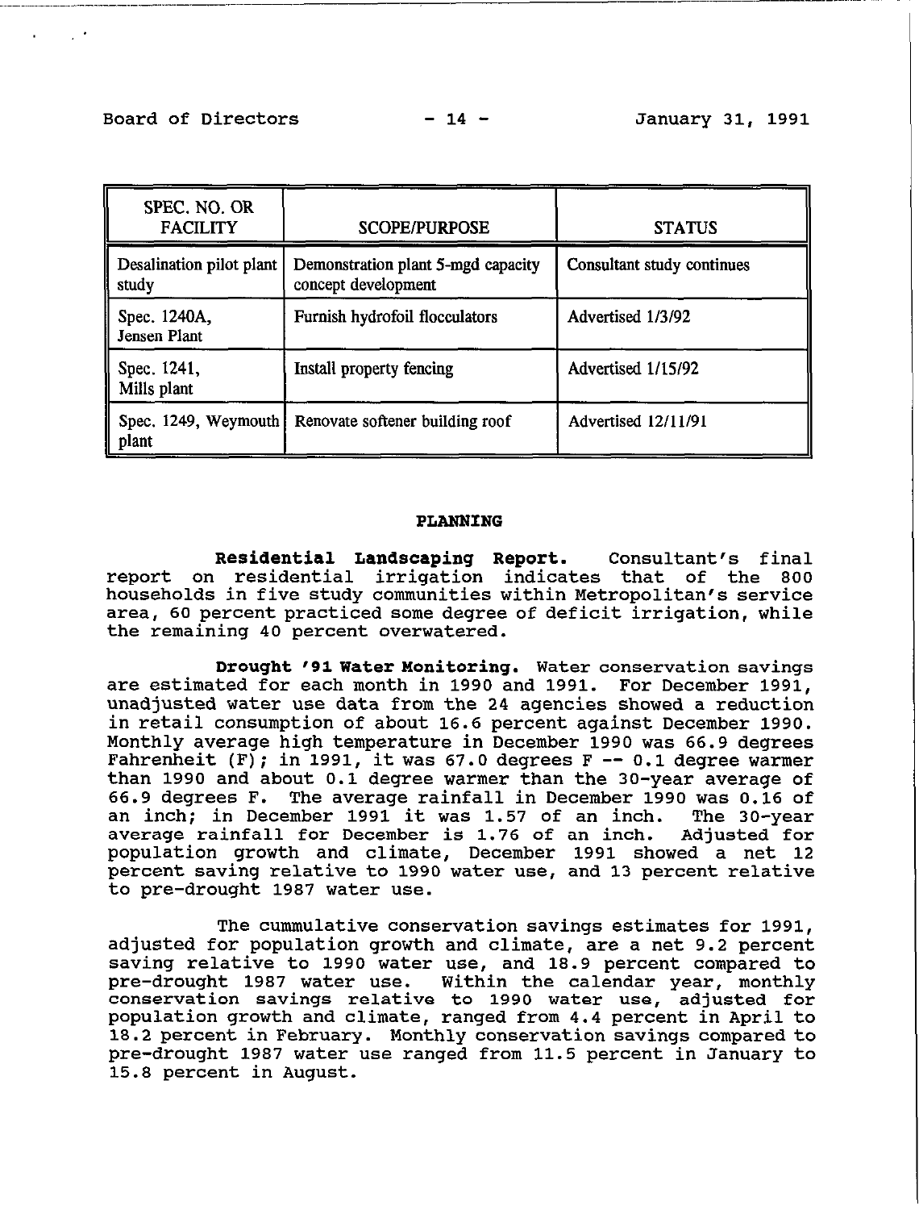| SPEC. NO. OR FACILITY | SCOPE/PURPOSE | STATUS |
|---|---|---|
| Desalination pilot plant study | Demonstration plant 5-mgd capacity concept development | Consultant study continues |
| Spec. 1240A, Jensen Plant | Furnish hydrofoil flocculators | Advertised 1/3/92 |
| Spec. 1241, Mills plant | Install property fencing | Advertised 1/15/92 |
| Spec. 1249, Weymouth plant | Renovate softener building roof | Advertised 12/11/91 |

## PLANNING

**Residential Landscaping Report.** Consultant's final report on residential irrigation indicates that of the 800 households in five study communities within Metropolitan's service area, 60 percent practiced some degree of deficit irrigation, while the remaining 40 percent overwatered.

**Drought '91 Water Monitoring.** Water conservation savings are estimated for each month in 1990 and 1991. For December 1991, unadjusted water use data from the 24 agencies showed a reduction in retail consumption of about 16.6 percent against December 1990. Monthly average high temperature in December 1990 was 66.9 degrees Fahrenheit (F); in 1991, it was 67.0 degrees F -- 0.1 degree warmer than 1990 and about 0.1 degree warmer than the 30-year average of 66.9 degrees F. The average rainfall in December 1990 was 0.16 of an inch; in December 1991 it was 1.57 of an inch. The 30-year average rainfall for December is 1.76 of an inch. Adjusted for population growth and climate, December 1991 showed a net 12 percent saving relative to 1990 water use, and 13 percent relative to pre-drought 1987 water use.

The cummulative conservation savings estimates for 1991, adjusted for population growth and climate, are a net 9.2 percent saving relative to 1990 water use, and 18.9 percent compared to pre-drought 1987 water use. Within the calendar year, monthly conservation savings relative to 1990 water use, adjusted for population growth and climate, ranged from 4.4 percent in April to 18.2 percent in February. Monthly conservation savings compared to pre-drought 1987 water use ranged from 11.5 percent in January to 15.8 percent in August.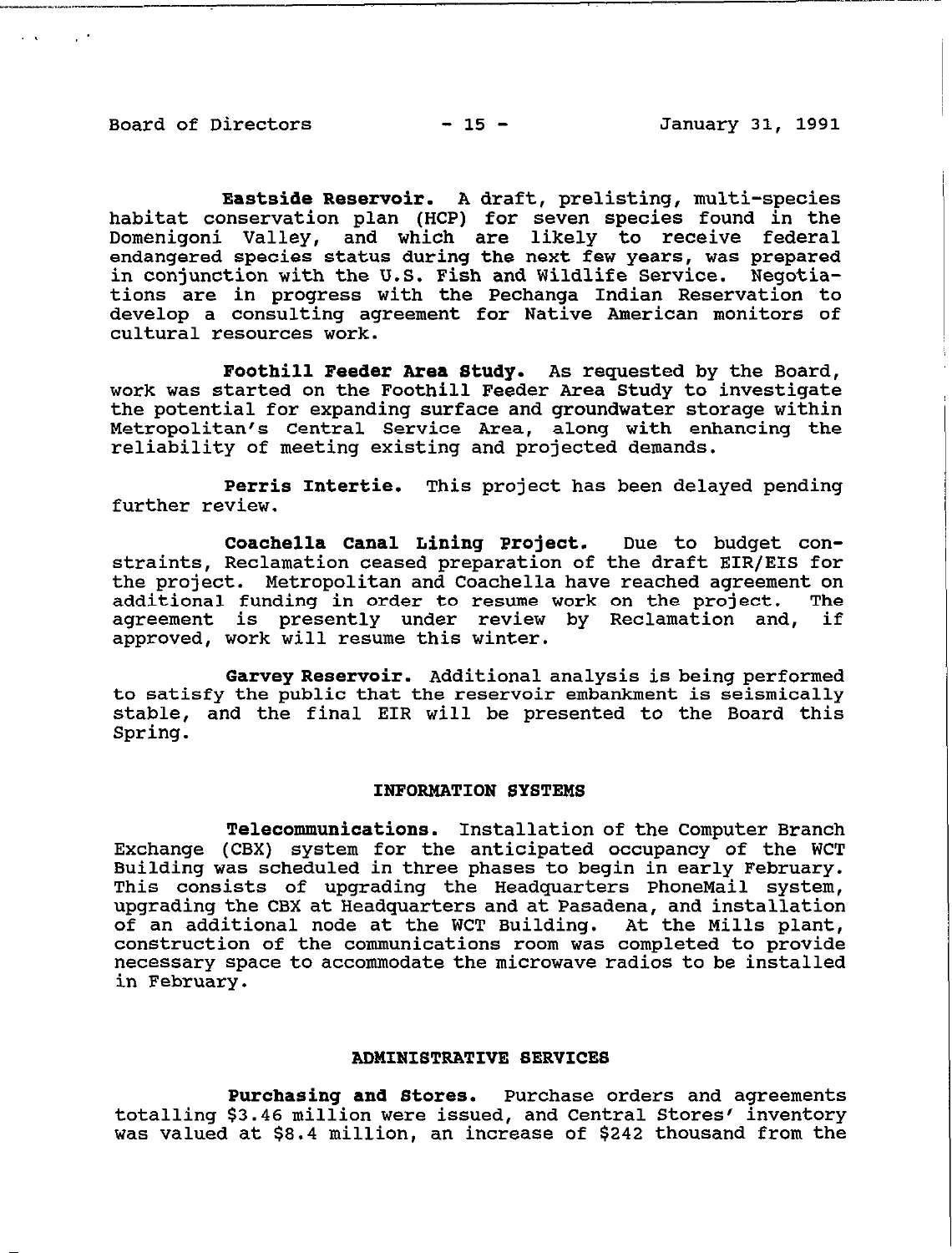**Eastside Reservoir.** A draft, prelisting, multi-species habitat conservation plan (HCP) for seven species found in the Domenigoni Valley, and which are likely to receive federal endangered species status during the next few years, was prepared in conjunction with the U.S. Fish and Wildlife Service. Negotiations are in progress with the Pechanga Indian Reservation to develop a consulting agreement for Native American monitors of cultural resources work.

**Foothill Feeder Area Study.** As requested by the Board, work was started on the Foothill Feeder Area Study to investigate the potential for expanding surface and groundwater storage within Metropolitan's Central Service Area, along with enhancing the reliability of meeting existing and projected demands.

**Perris Intertie.** This project has been delayed pending further review.

**Coachella Canal Lining Project.** Due to budget constraints, Reclamation ceased preparation of the draft EIR/EIS for the project. Metropolitan and Coachella have reached agreement on additional funding in order to resume work on the project. The agreement is presently under review by Reclamation and, if approved, work will resume this winter.

**Garvey Reservoir.** Additional analysis is being performed to satisfy the public that the reservoir embankment is seismically stable, and the final EIR will be presented to the Board this Spring.

## INFORMATION SYSTEMS

**Telecommunications.** Installation of the Computer Branch Exchange (CBX) system for the anticipated occupancy of the WCT Building was scheduled in three phases to begin in early February. This consists of upgrading the Headquarters PhoneMail system, upgrading the CBX at Headquarters and at Pasadena, and installation of an additional node at the WCT Building. At the Mills plant, construction of the communications room was completed to provide necessary space to accommodate the microwave radios to be installed in February.

## ADMINISTRATIVE SERVICES

**Purchasing and Stores.** Purchase orders and agreements totalling $3.46 million were issued, and Central Stores' inventory was valued at $8.4 million, an increase of $242 thousand from the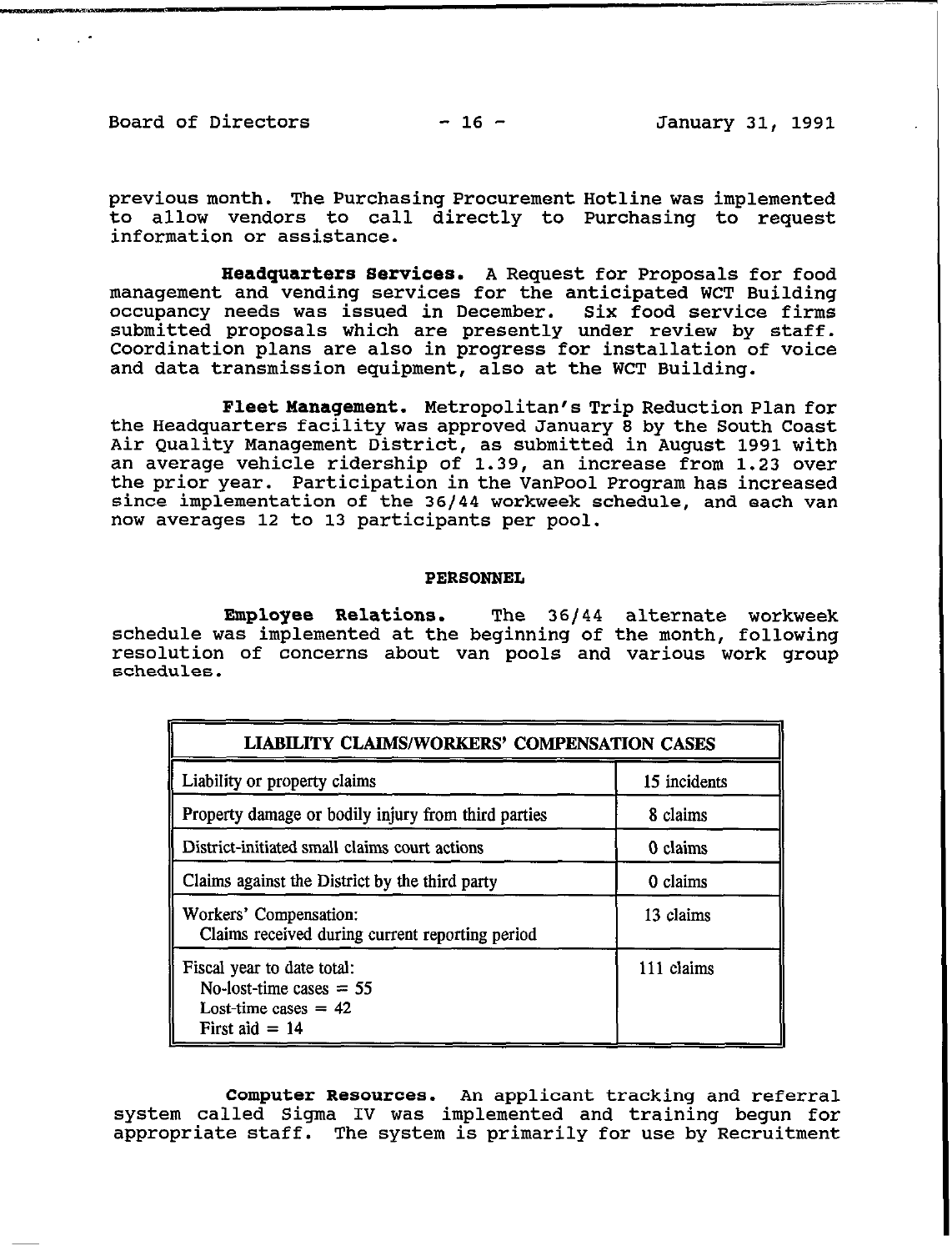previous month. The Purchasing Procurement Hotline was implemented to allow vendors to call directly to Purchasing to request information or assistance.

**Headquarters Services.** A Request for Proposals for food management and vending services for the anticipated WCT Building occupancy needs was issued in December. Six food service firms submitted proposals which are presently under review by staff. Coordination plans are also in progress for installation of voice and data transmission equipment, also at the WCT Building.

**Fleet Management.** Metropolitan's Trip Reduction Plan for the Headquarters facility was approved January 8 by the South Coast Air Quality Management District, as submitted in August 1991 with an average vehicle ridership of 1.39, an increase from 1.23 over the prior year. Participation in the VanPool Program has increased since implementation of the 36/44 workweek schedule, and each van now averages 12 to 13 participants per pool.

## PERSONNEL

**Employee Relations.** The 36/44 alternate workweek schedule was implemented at the beginning of the month, following resolution of concerns about van pools and various work group schedules.

| LIABILITY CLAIMS/WORKERS' COMPENSATION CASES | |
|---|---|
| Liability or property claims | 15 incidents |
| Property damage or bodily injury from third parties | 8 claims |
| District-initiated small claims court actions | 0 claims |
| Claims against the District by the third party | 0 claims |
| Workers' Compensation: Claims received during current reporting period | 13 claims |
| Fiscal year to date total: No-lost-time cases = 55; Lost-time cases = 42; First aid = 14 | 111 claims |

**Computer Resources.** An applicant tracking and referral system called Sigma IV was implemented and training begun for appropriate staff. The system is primarily for use by Recruitment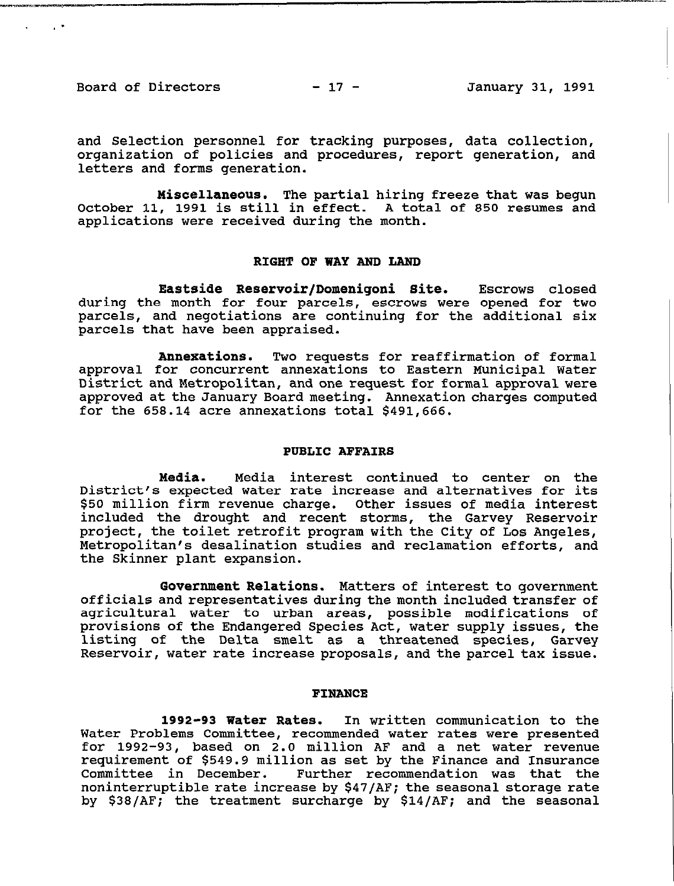and Selection personnel for tracking purposes, data collection, organization of policies and procedures, report generation, and letters and forms generation.

**Miscellaneous.** The partial hiring freeze that was begun October 11, 1991 is still in effect. A total of 850 resumes and applications were received during the month.

## RIGHT OF WAY AND LAND

**Eastside Reservoir/Domenigoni Site.** Escrows closed during the month for four parcels, escrows were opened for two parcels, and negotiations are continuing for the additional six parcels that have been appraised.

**Annexations.** Two requests for reaffirmation of formal approval for concurrent annexations to Eastern Municipal Water District and Metropolitan, and one request for formal approval were approved at the January Board meeting. Annexation charges computed for the 658.14 acre annexations total $491,666.

## PUBLIC AFFAIRS

**Media.** Media interest continued to center on the District's expected water rate increase and alternatives for its $50 million firm revenue charge. Other issues of media interest included the drought and recent storms, the Garvey Reservoir project, the toilet retrofit program with the City of Los Angeles, Metropolitan's desalination studies and reclamation efforts, and the Skinner plant expansion.

**Government Relations.** Matters of interest to government officials and representatives during the month included transfer of agricultural water to urban areas, possible modifications of provisions of the Endangered Species Act, water supply issues, the listing of the Delta smelt as a threatened species, Garvey Reservoir, water rate increase proposals, and the parcel tax issue.

## FINANCE

**1992-93 Water Rates.** In written communication to the Water Problems Committee, recommended water rates were presented for 1992-93, based on 2.0 million AF and a net water revenue requirement of $549.9 million as set by the Finance and Insurance Committee in December. Further recommendation was that the noninterruptible rate increase by $47/AF; the seasonal storage rate by $38/AF; the treatment surcharge by $14/AF; and the seasonal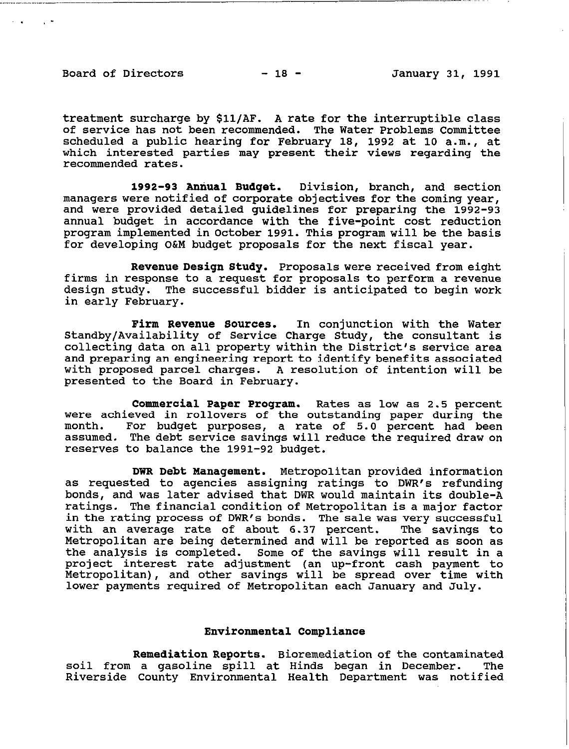treatment surcharge by $11/AF. A rate for the interruptible class of service has not been recommended. The Water Problems Committee scheduled a public hearing for February 18, 1992 at 10 a.m., at which interested parties may present their views regarding the recommended rates.

**1992-93 Annual Budget.** Division, branch, and section managers were notified of corporate objectives for the coming year, and were provided detailed guidelines for preparing the 1992-93 annual budget in accordance with the five-point cost reduction program implemented in October 1991. This program will be the basis for developing O&M budget proposals for the next fiscal year.

**Revenue Design Study.** Proposals were received from eight firms in response to a request for proposals to perform a revenue design study. The successful bidder is anticipated to begin work in early February.

**Firm Revenue Sources.** In conjunction with the Water Standby/Availability of Service Charge Study, the consultant is collecting data on all property within the District's service area and preparing an engineering report to identify benefits associated with proposed parcel charges. A resolution of intention will be presented to the Board in February.

**Commercial Paper Program.** Rates as low as 2.5 percent were achieved in rollovers of the outstanding paper during the month. For budget purposes, a rate of 5.0 percent had been assumed. The debt service savings will reduce the required draw on reserves to balance the 1991-92 budget.

**DWR Debt Management.** Metropolitan provided information as requested to agencies assigning ratings to DWR's refunding bonds, and was later advised that DWR would maintain its double-A ratings. The financial condition of Metropolitan is a major factor in the rating process of DWR's bonds. The sale was very successful with an average rate of about 6.37 percent. The savings to Metropolitan are being determined and will be reported as soon as the analysis is completed. Some of the savings will result in a project interest rate adjustment (an up-front cash payment to Metropolitan), and other savings will be spread over time with lower payments required of Metropolitan each January and July.

## Environmental Compliance

**Remediation Reports.** Bioremediation of the contaminated soil from a gasoline spill at Hinds began in December. The Riverside County Environmental Health Department was notified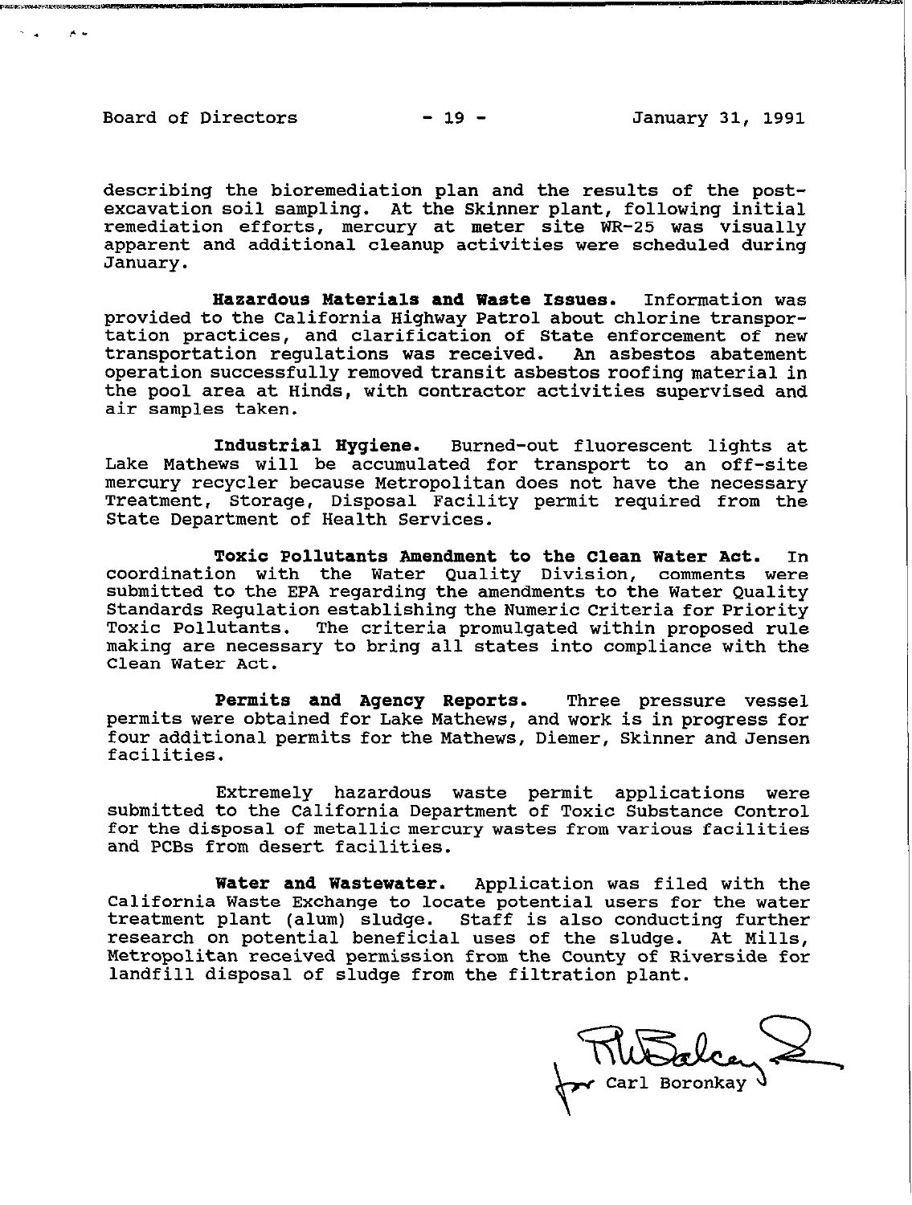describing the bioremediation plan and the results of the post-excavation soil sampling. At the Skinner plant, following initial remediation efforts, mercury at meter site WR-25 was visually apparent and additional cleanup activities were scheduled during January.

**Hazardous Materials and Waste Issues.** Information was provided to the California Highway Patrol about chlorine transportation practices, and clarification of State enforcement of new transportation regulations was received. An asbestos abatement operation successfully removed transit asbestos roofing material in the pool area at Hinds, with contractor activities supervised and air samples taken.

**Industrial Hygiene.** Burned-out fluorescent lights at Lake Mathews will be accumulated for transport to an off-site mercury recycler because Metropolitan does not have the necessary Treatment, Storage, Disposal Facility permit required from the State Department of Health Services.

**Toxic Pollutants Amendment to the Clean Water Act.** In coordination with the Water Quality Division, comments were submitted to the EPA regarding the amendments to the Water Quality Standards Regulation establishing the Numeric Criteria for Priority Toxic Pollutants. The criteria promulgated within proposed rule making are necessary to bring all states into compliance with the Clean Water Act.

**Permits and Agency Reports.** Three pressure vessel permits were obtained for Lake Mathews, and work is in progress for four additional permits for the Mathews, Diemer, Skinner and Jensen facilities.

Extremely hazardous waste permit applications were submitted to the California Department of Toxic Substance Control for the disposal of metallic mercury wastes from various facilities and PCBs from desert facilities.

**Water and Wastewater.** Application was filed with the California Waste Exchange to locate potential users for the water treatment plant (alum) sludge. Staff is also conducting further research on potential beneficial uses of the sludge. At Mills, Metropolitan received permission from the County of Riverside for landfill disposal of sludge from the filtration plant.

for Carl Boronkay